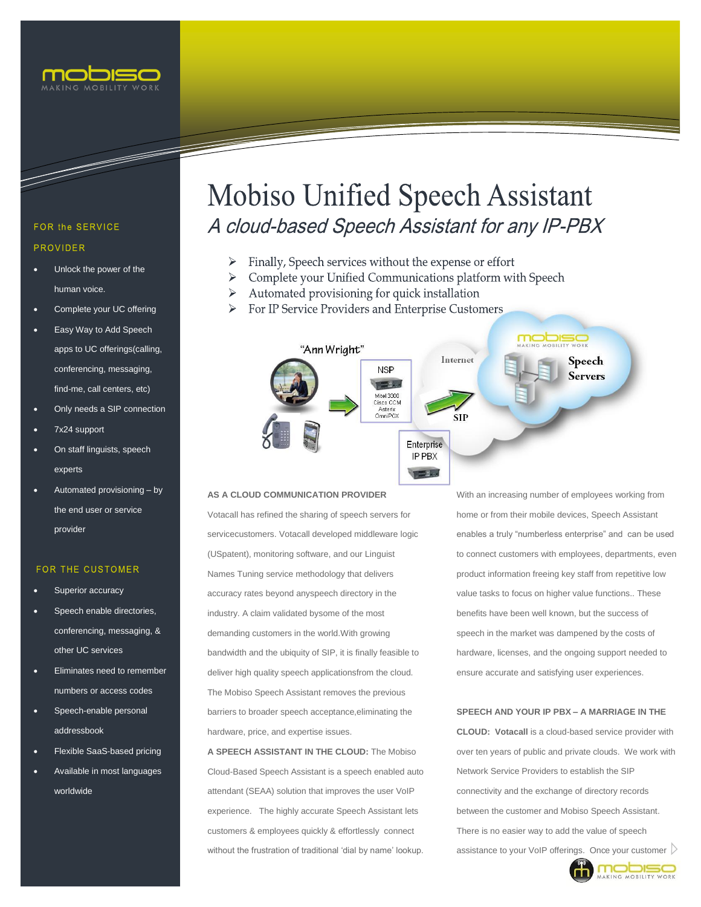# Mobiso Unified Speech Assistant

*A cloud-based Speech Assistant for any IP-PBX*

- Finally, Speech services without the expense or effort
- Complete your Unified Communications platform with Speech
- Automated provisioning for quick installation
- For IP Service Providers and Enterprise Customers

### FOR the SERVICE PROVIDER

- Unlock the power of the human voice.
- Complete your UC offering
- Easy Way to Add Speech apps to UC offerings(calling, conferencing, messaging, find-me, call centers, etc)
- Only needs a SIP connection
- 7x24 support
- On staff linguists, speech experts
- Automated provisioning – by the end user or service provider

### FOR THE CUSTOMER

- Superior accuracy
- Speech enable directories, conferencing, messaging, & other UC services
- Eliminates need to remember numbers or access codes
- Speech-enable personal addressbook
- Flexible SaaS-based pricing
- Available in most languages worldwide

**AS A CLOUD COMMUNICATION PROVIDER**

Votacall has refined the sharing of speech servers for servicecustomers. Votacall developed middleware logic (USpatent), monitoring software, and our Linguist Names Tuning service methodology that delivers accuracy rates beyond anyspeech directory in the industry. A claim validated bysome of the most demanding customers in the world.With growing bandwidth and the ubiquity of SIP, it is finally feasible to deliver high quality speech applicationsfrom the cloud. The Mobiso Speech Assistant removes the previous barriers to broader speech acceptance,eliminating the hardware, price, and expertise issues.

**A SPEECH ASSISTANT IN THE CLOUD:** The Mobiso Cloud-Based Speech Assistant is a speech enabled auto attendant (SEAA) solution that improves the user VoIP experience. The highly accurate Speech Assistant lets customers & employees quickly & effortlessly connect without the frustration of traditional 'dial by name' lookup.

With an increasing number of employees working from home or from their mobile devices, Speech Assistant enables a truly "numberless enterprise" and can be used to connect customers with employees, departments, even product information freeing key staff from repetitive low value tasks to focus on higher value functions.. These benefits have been well known, but the success of speech in the market was dampened by the costs of hardware, licenses, and the ongoing support needed to ensure accurate and satisfying user experiences.

**SPEECH AND YOUR IP PBX – A MARRIAGE IN THE CLOUD: Votacall** is a cloud-based service provider with over ten years of public and private clouds. We work with Network Service Providers to establish the SIP connectivity and the exchange of directory records between the customer and Mobiso Speech Assistant. There is no easier way to add the value of speech assistance to your VoIP offerings. Once your customer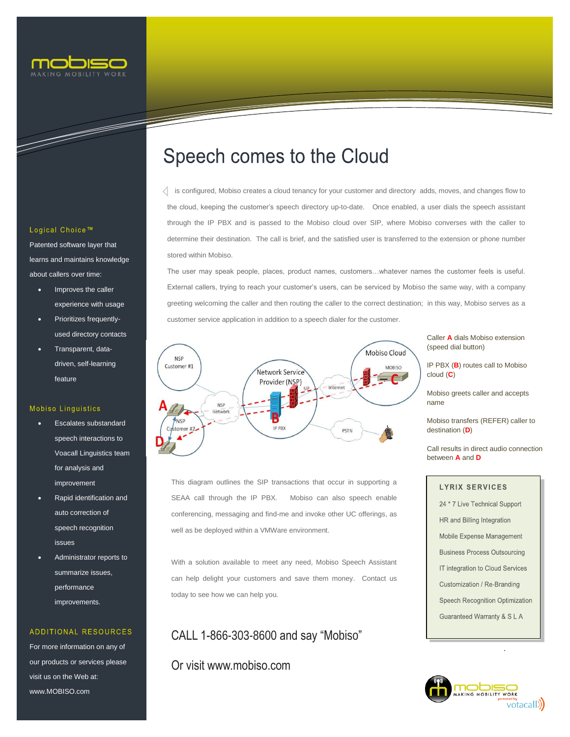mobiso

MAKING MOBILITY WORK

# Speech comes to the Cloud

is configured, Mobiso creates a cloud tenancy for your customer and directory adds, moves, and changes flow to the cloud, keeping the customer's speech directory up-to-date. Once enabled, a user dials the speech assistant through the IP PBX and is passed to the Mobiso cloud over SIP, where Mobiso converses with the caller to determine their destination. The call is brief, and the satisfied user is transferred to the extension or phone number stored within Mobiso.

The user may speak people, places, product names, customers…whatever names the customer feels is useful. External callers, trying to reach your customer's users, can be serviced by Mobiso the same way, with a company greeting welcoming the caller and then routing the caller to the correct destination; in this way, Mobiso serves as a customer service application in addition to a speech dialer for the customer.

NSP Customer #1

Network Service Provider (NSP)

Mobiso Cloud

MOBISO

NSP Network

SIP

Internet

IP PBX

PSTN

NSP Customer #2

A

B

C

D

Caller **A** dials Mobiso extension (speed dial button)

IP PBX (**B**) routes call to Mobiso cloud (**C**)

Mobiso greets caller and accepts name

Mobiso transfers (REFER) caller to destination (**D**)

Call results in direct audio connection between **A** and **D**

This diagram outlines the SIP transactions that occur in supporting a SEAA call through the IP PBX. Mobiso can also speech enable conferencing, messaging and find-me and invoke other UC offerings, as well as be deployed within a VMWare environment.

With a solution available to meet any need, Mobiso Speech Assistant can help delight your customers and save them money. Contact us today to see how we can help you.

## CALL 1-866-303-8600 and say "Mobiso"

## Or visit www.mobiso.com

### Logical Choice™

Patented software layer that learns and maintains knowledge about callers over time:

- Improves the caller experience with usage
- Prioritizes frequently-used directory contacts
- Transparent, data-driven, self-learning feature

### Mobiso Linguistics

- Escalates substandard speech interactions to Voacall Linguistics team for analysis and improvement
- Rapid identification and auto correction of speech recognition issues
- Administrator reports to summarize issues, performance improvements.

### ADDITIONAL RESOURCES

For more information on any of our products or services please visit us on the Web at:

www.MOBISO.com

### LYRIX SERVICES

24 * 7 Live Technical Support

HR and Billing Integration

Mobile Expense Management

Business Process Outsourcing

IT integration to Cloud Services

Customization / Re-Branding

Speech Recognition Optimization

Guaranteed Warranty & S L A

mobiso MAKING MOBILITY WORK powered by votacall